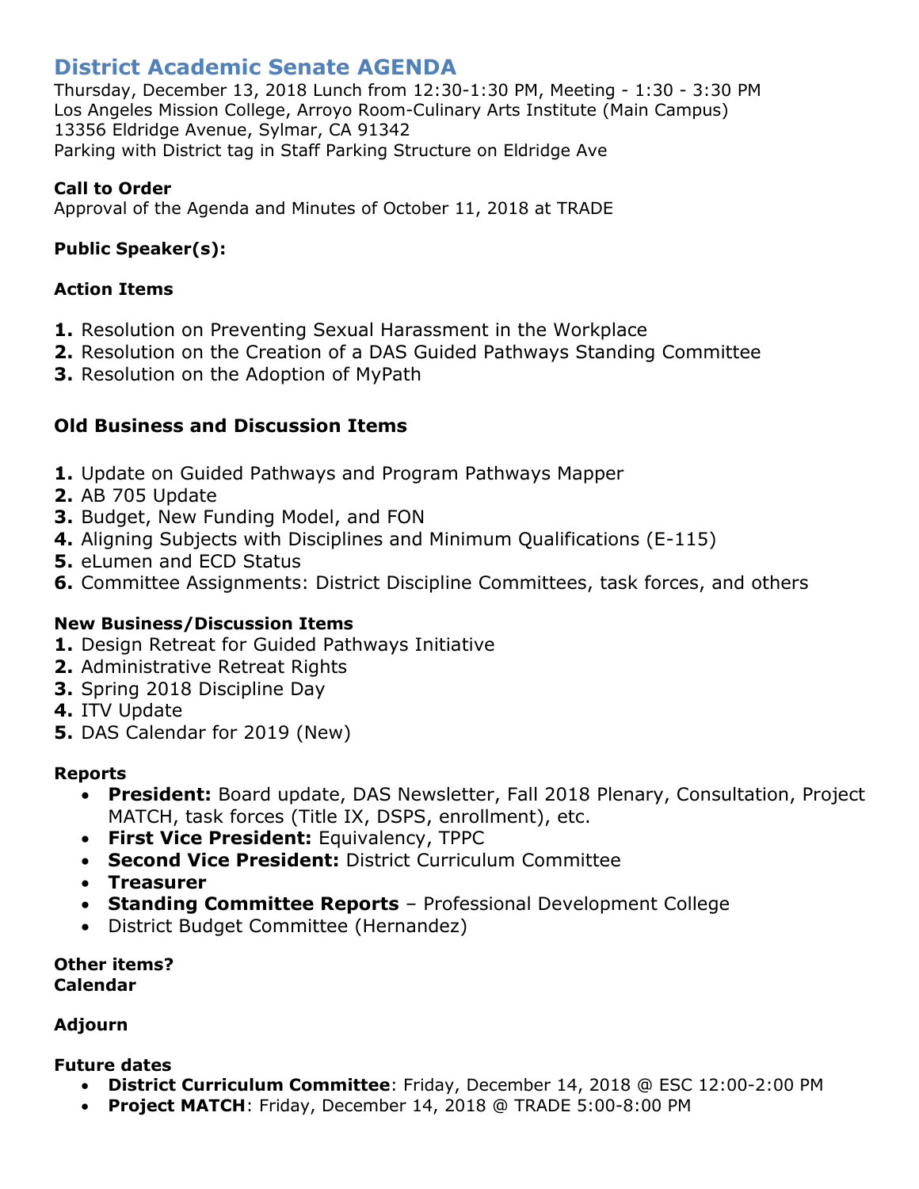# District Academic Senate AGENDA

Thursday, December 13, 2018 Lunch from 12:30-1:30 PM, Meeting - 1:30 - 3:30 PM
Los Angeles Mission College, Arroyo Room-Culinary Arts Institute (Main Campus)
13356 Eldridge Avenue, Sylmar, CA 91342
Parking with District tag in Staff Parking Structure on Eldridge Ave

**Call to Order**
Approval of the Agenda and Minutes of October 11, 2018 at TRADE

**Public Speaker(s):**

**Action Items**

1. Resolution on Preventing Sexual Harassment in the Workplace
2. Resolution on the Creation of a DAS Guided Pathways Standing Committee
3. Resolution on the Adoption of MyPath

## Old Business and Discussion Items

1. Update on Guided Pathways and Program Pathways Mapper
2. AB 705 Update
3. Budget, New Funding Model, and FON
4. Aligning Subjects with Disciplines and Minimum Qualifications (E-115)
5. eLumen and ECD Status
6. Committee Assignments: District Discipline Committees, task forces, and others

**New Business/Discussion Items**

1. Design Retreat for Guided Pathways Initiative
2. Administrative Retreat Rights
3. Spring 2018 Discipline Day
4. ITV Update
5. DAS Calendar for 2019 (New)

**Reports**

- **President:** Board update, DAS Newsletter, Fall 2018 Plenary, Consultation, Project MATCH, task forces (Title IX, DSPS, enrollment), etc.
- **First Vice President:** Equivalency, TPPC
- **Second Vice President:** District Curriculum Committee
- **Treasurer**
- **Standing Committee Reports** – Professional Development College
- District Budget Committee (Hernandez)

**Other items?**
**Calendar**

**Adjourn**

**Future dates**

- **District Curriculum Committee**: Friday, December 14, 2018 @ ESC 12:00-2:00 PM
- **Project MATCH**: Friday, December 14, 2018 @ TRADE 5:00-8:00 PM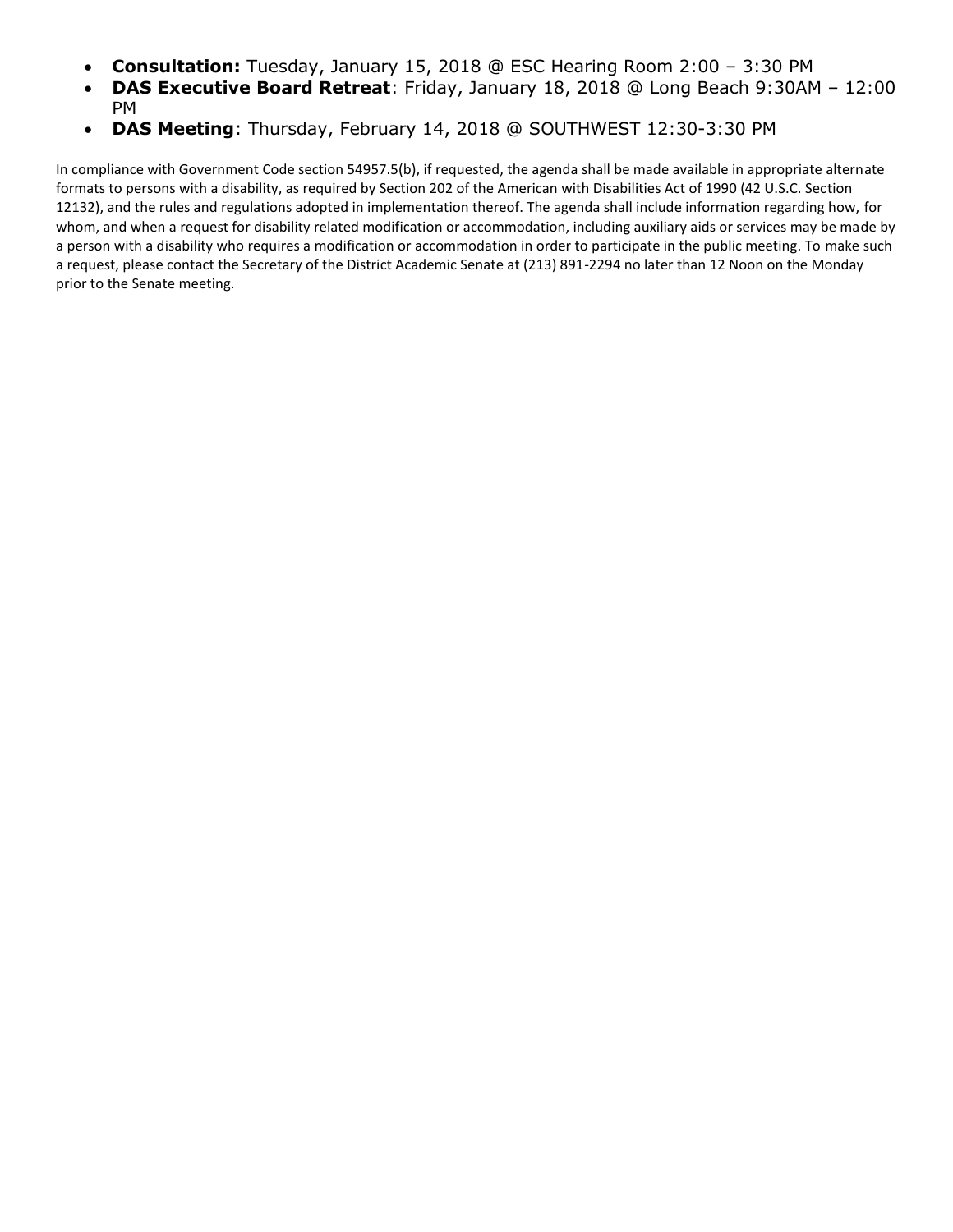- **Consultation:** Tuesday, January 15, 2018 @ ESC Hearing Room 2:00 – 3:30 PM
- **DAS Executive Board Retreat**: Friday, January 18, 2018 @ Long Beach 9:30AM – 12:00 PM
- **DAS Meeting**: Thursday, February 14, 2018 @ SOUTHWEST 12:30-3:30 PM

In compliance with Government Code section 54957.5(b), if requested, the agenda shall be made available in appropriate alternate formats to persons with a disability, as required by Section 202 of the American with Disabilities Act of 1990 (42 U.S.C. Section 12132), and the rules and regulations adopted in implementation thereof. The agenda shall include information regarding how, for whom, and when a request for disability related modification or accommodation, including auxiliary aids or services may be made by a person with a disability who requires a modification or accommodation in order to participate in the public meeting. To make such a request, please contact the Secretary of the District Academic Senate at (213) 891-2294 no later than 12 Noon on the Monday prior to the Senate meeting.